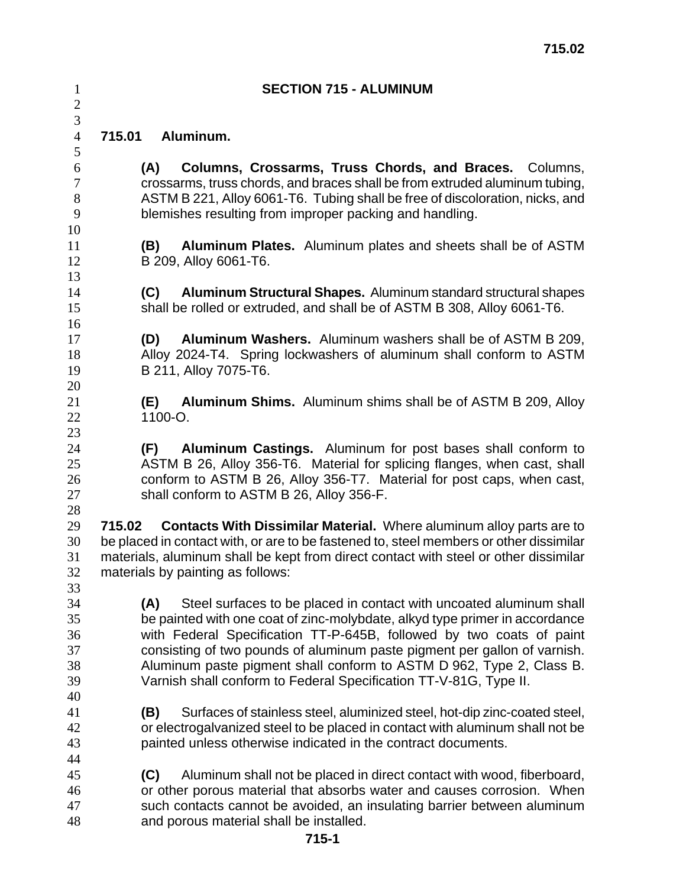# SECTION 715 - ALUMINUM

## 715.01 Aluminum.

**(A) Columns, Crossarms, Truss Chords, and Braces.** Columns, crossarms, truss chords, and braces shall be from extruded aluminum tubing, ASTM B 221, Alloy 6061-T6. Tubing shall be free of discoloration, nicks, and blemishes resulting from improper packing and handling.

**(B) Aluminum Plates.** Aluminum plates and sheets shall be of ASTM B 209, Alloy 6061-T6.

**(C) Aluminum Structural Shapes.** Aluminum standard structural shapes shall be rolled or extruded, and shall be of ASTM B 308, Alloy 6061-T6.

**(D) Aluminum Washers.** Aluminum washers shall be of ASTM B 209, Alloy 2024-T4. Spring lockwashers of aluminum shall conform to ASTM B 211, Alloy 7075-T6.

**(E) Aluminum Shims.** Aluminum shims shall be of ASTM B 209, Alloy 1100-O.

**(F) Aluminum Castings.** Aluminum for post bases shall conform to ASTM B 26, Alloy 356-T6. Material for splicing flanges, when cast, shall conform to ASTM B 26, Alloy 356-T7. Material for post caps, when cast, shall conform to ASTM B 26, Alloy 356-F.

**715.02 Contacts With Dissimilar Material.** Where aluminum alloy parts are to be placed in contact with, or are to be fastened to, steel members or other dissimilar materials, aluminum shall be kept from direct contact with steel or other dissimilar materials by painting as follows:

**(A)** Steel surfaces to be placed in contact with uncoated aluminum shall be painted with one coat of zinc-molybdate, alkyd type primer in accordance with Federal Specification TT-P-645B, followed by two coats of paint consisting of two pounds of aluminum paste pigment per gallon of varnish. Aluminum paste pigment shall conform to ASTM D 962, Type 2, Class B. Varnish shall conform to Federal Specification TT-V-81G, Type II.

**(B)** Surfaces of stainless steel, aluminized steel, hot-dip zinc-coated steel, or electrogalvanized steel to be placed in contact with aluminum shall not be painted unless otherwise indicated in the contract documents.

**(C)** Aluminum shall not be placed in direct contact with wood, fiberboard, or other porous material that absorbs water and causes corrosion. When such contacts cannot be avoided, an insulating barrier between aluminum and porous material shall be installed.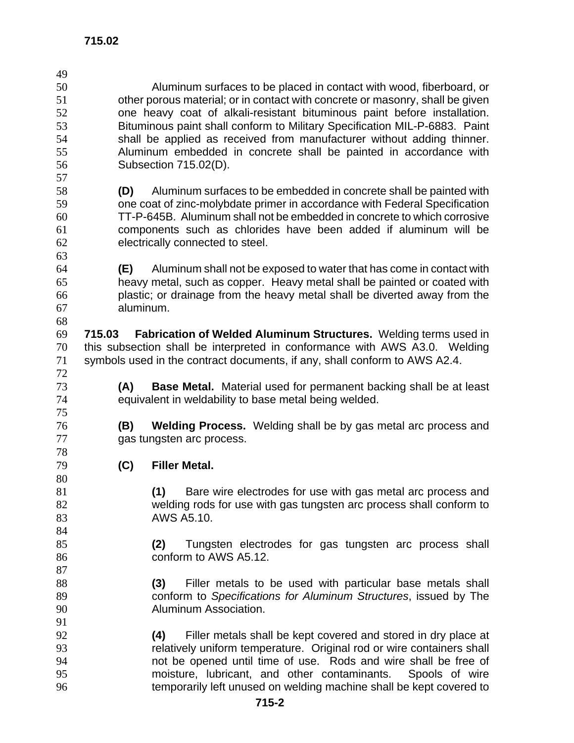Aluminum surfaces to be placed in contact with wood, fiberboard, or other porous material; or in contact with concrete or masonry, shall be given one heavy coat of alkali-resistant bituminous paint before installation. Bituminous paint shall conform to Military Specification MIL-P-6883. Paint shall be applied as received from manufacturer without adding thinner. Aluminum embedded in concrete shall be painted in accordance with Subsection 715.02(D).

**(D)** Aluminum surfaces to be embedded in concrete shall be painted with one coat of zinc-molybdate primer in accordance with Federal Specification TT-P-645B. Aluminum shall not be embedded in concrete to which corrosive components such as chlorides have been added if aluminum will be electrically connected to steel.

**(E)** Aluminum shall not be exposed to water that has come in contact with heavy metal, such as copper. Heavy metal shall be painted or coated with plastic; or drainage from the heavy metal shall be diverted away from the aluminum.

**715.03 Fabrication of Welded Aluminum Structures.** Welding terms used in this subsection shall be interpreted in conformance with AWS A3.0. Welding symbols used in the contract documents, if any, shall conform to AWS A2.4.

**(A) Base Metal.** Material used for permanent backing shall be at least equivalent in weldability to base metal being welded.

**(B) Welding Process.** Welding shall be by gas metal arc process and gas tungsten arc process.

**(C) Filler Metal.**

**(1)** Bare wire electrodes for use with gas metal arc process and welding rods for use with gas tungsten arc process shall conform to AWS A5.10.

**(2)** Tungsten electrodes for gas tungsten arc process shall conform to AWS A5.12.

**(3)** Filler metals to be used with particular base metals shall conform to *Specifications for Aluminum Structures*, issued by The Aluminum Association.

**(4)** Filler metals shall be kept covered and stored in dry place at relatively uniform temperature. Original rod or wire containers shall not be opened until time of use. Rods and wire shall be free of moisture, lubricant, and other contaminants. Spools of wire temporarily left unused on welding machine shall be kept covered to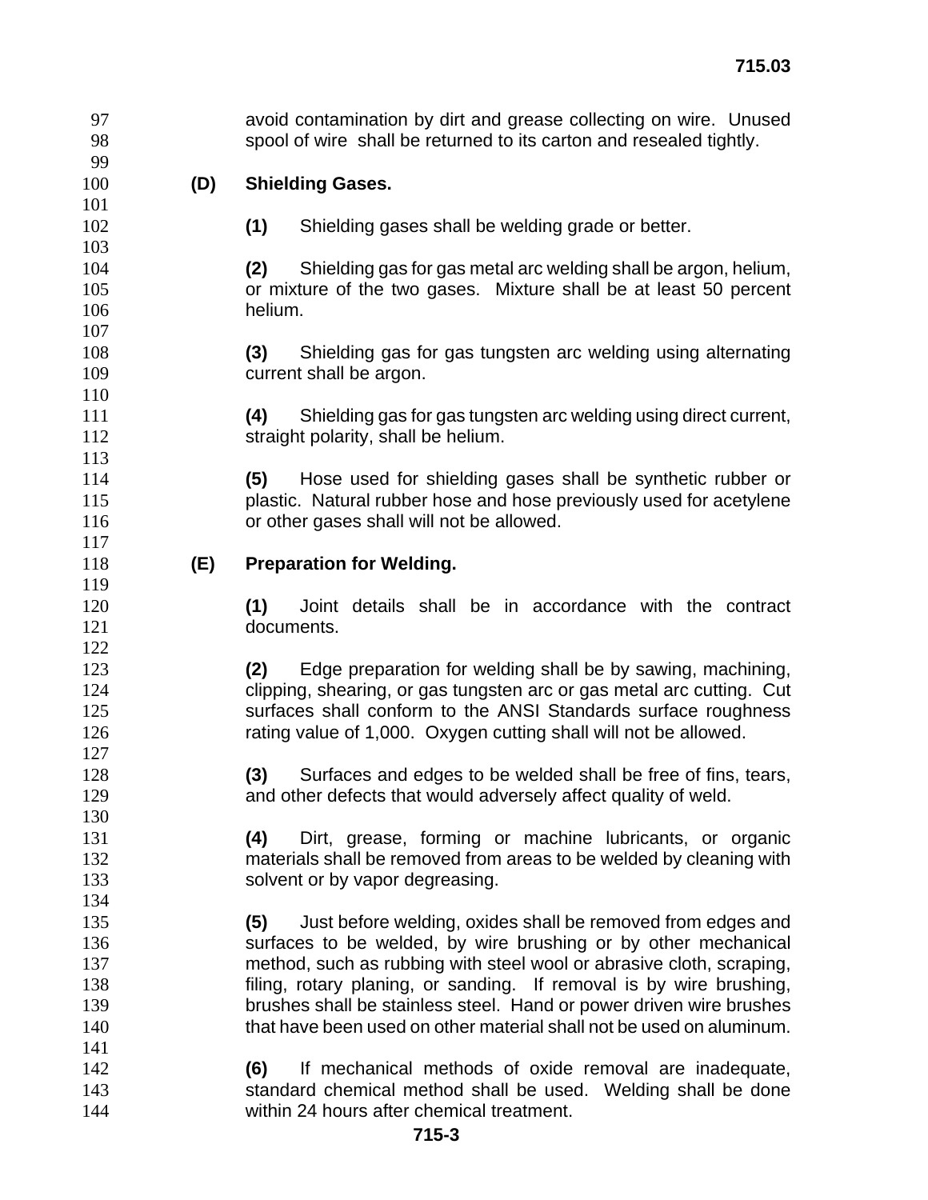avoid contamination by dirt and grease collecting on wire. Unused spool of wire shall be returned to its carton and resealed tightly.

**(D) Shielding Gases.**

**(1)** Shielding gases shall be welding grade or better.

**(2)** Shielding gas for gas metal arc welding shall be argon, helium, or mixture of the two gases. Mixture shall be at least 50 percent helium.

**(3)** Shielding gas for gas tungsten arc welding using alternating current shall be argon.

**(4)** Shielding gas for gas tungsten arc welding using direct current, straight polarity, shall be helium.

**(5)** Hose used for shielding gases shall be synthetic rubber or plastic. Natural rubber hose and hose previously used for acetylene or other gases shall will not be allowed.

**(E) Preparation for Welding.**

**(1)** Joint details shall be in accordance with the contract documents.

**(2)** Edge preparation for welding shall be by sawing, machining, clipping, shearing, or gas tungsten arc or gas metal arc cutting. Cut surfaces shall conform to the ANSI Standards surface roughness rating value of 1,000. Oxygen cutting shall will not be allowed.

**(3)** Surfaces and edges to be welded shall be free of fins, tears, and other defects that would adversely affect quality of weld.

**(4)** Dirt, grease, forming or machine lubricants, or organic materials shall be removed from areas to be welded by cleaning with solvent or by vapor degreasing.

**(5)** Just before welding, oxides shall be removed from edges and surfaces to be welded, by wire brushing or by other mechanical method, such as rubbing with steel wool or abrasive cloth, scraping, filing, rotary planing, or sanding. If removal is by wire brushing, brushes shall be stainless steel. Hand or power driven wire brushes that have been used on other material shall not be used on aluminum.

**(6)** If mechanical methods of oxide removal are inadequate, standard chemical method shall be used. Welding shall be done within 24 hours after chemical treatment.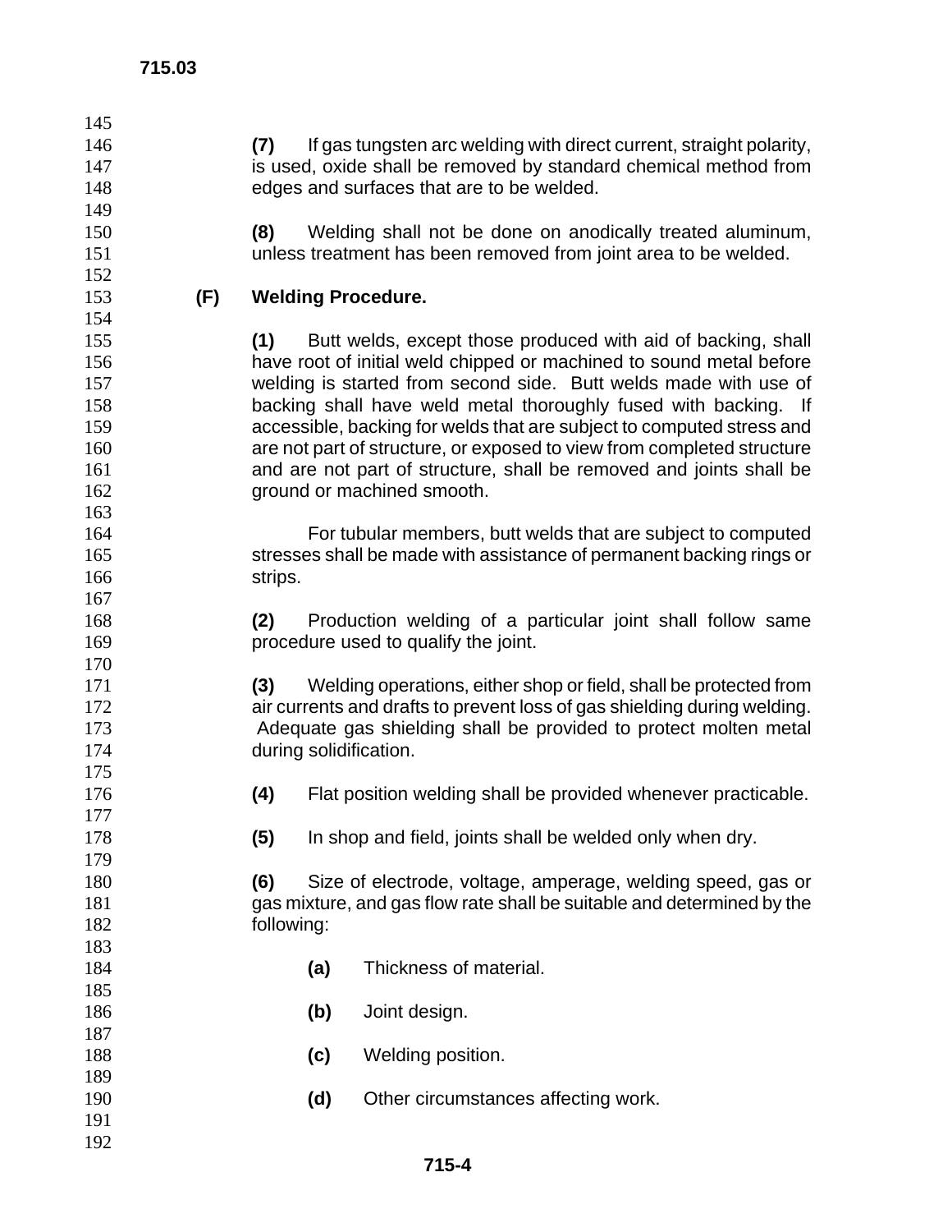**(7)** If gas tungsten arc welding with direct current, straight polarity, is used, oxide shall be removed by standard chemical method from edges and surfaces that are to be welded.

**(8)** Welding shall not be done on anodically treated aluminum, unless treatment has been removed from joint area to be welded.

**(F) Welding Procedure.**

**(1)** Butt welds, except those produced with aid of backing, shall have root of initial weld chipped or machined to sound metal before welding is started from second side. Butt welds made with use of backing shall have weld metal thoroughly fused with backing. If accessible, backing for welds that are subject to computed stress and are not part of structure, or exposed to view from completed structure and are not part of structure, shall be removed and joints shall be ground or machined smooth.

For tubular members, butt welds that are subject to computed stresses shall be made with assistance of permanent backing rings or strips.

**(2)** Production welding of a particular joint shall follow same procedure used to qualify the joint.

**(3)** Welding operations, either shop or field, shall be protected from air currents and drafts to prevent loss of gas shielding during welding. Adequate gas shielding shall be provided to protect molten metal during solidification.

**(4)** Flat position welding shall be provided whenever practicable.

**(5)** In shop and field, joints shall be welded only when dry.

**(6)** Size of electrode, voltage, amperage, welding speed, gas or gas mixture, and gas flow rate shall be suitable and determined by the following:

**(a)** Thickness of material.

**(b)** Joint design.

**(c)** Welding position.

**(d)** Other circumstances affecting work.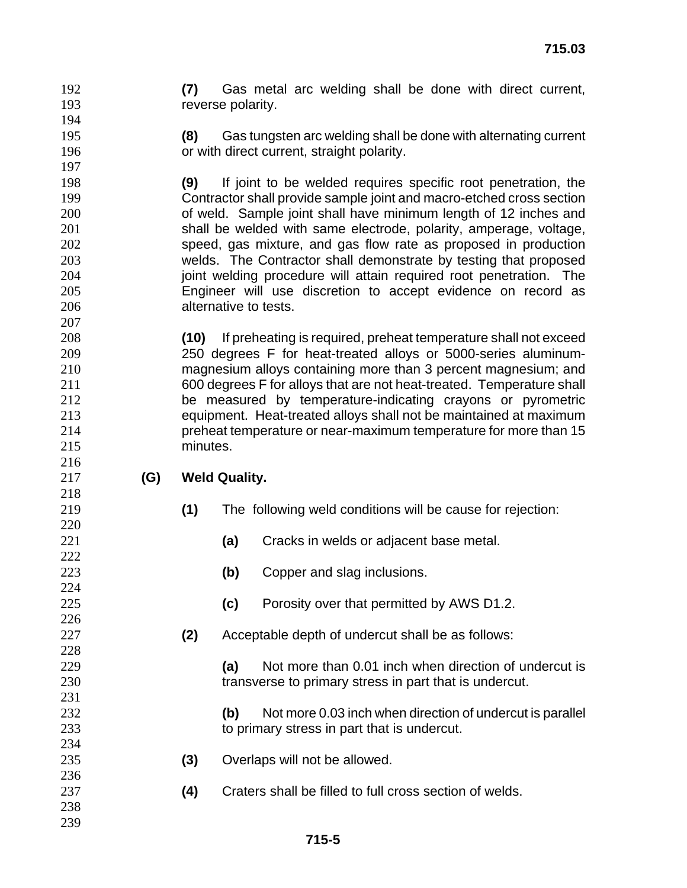**(7)** Gas metal arc welding shall be done with direct current, reverse polarity.

**(8)** Gas tungsten arc welding shall be done with alternating current or with direct current, straight polarity.

**(9)** If joint to be welded requires specific root penetration, the Contractor shall provide sample joint and macro-etched cross section of weld. Sample joint shall have minimum length of 12 inches and shall be welded with same electrode, polarity, amperage, voltage, speed, gas mixture, and gas flow rate as proposed in production welds. The Contractor shall demonstrate by testing that proposed joint welding procedure will attain required root penetration. The Engineer will use discretion to accept evidence on record as alternative to tests.

**(10)** If preheating is required, preheat temperature shall not exceed 250 degrees F for heat-treated alloys or 5000-series aluminum-magnesium alloys containing more than 3 percent magnesium; and 600 degrees F for alloys that are not heat-treated. Temperature shall be measured by temperature-indicating crayons or pyrometric equipment. Heat-treated alloys shall not be maintained at maximum preheat temperature or near-maximum temperature for more than 15 minutes.

**(G) Weld Quality.**

**(1)** The following weld conditions will be cause for rejection:

**(a)** Cracks in welds or adjacent base metal.

**(b)** Copper and slag inclusions.

**(c)** Porosity over that permitted by AWS D1.2.

**(2)** Acceptable depth of undercut shall be as follows:

**(a)** Not more than 0.01 inch when direction of undercut is transverse to primary stress in part that is undercut.

**(b)** Not more 0.03 inch when direction of undercut is parallel to primary stress in part that is undercut.

**(3)** Overlaps will not be allowed.

**(4)** Craters shall be filled to full cross section of welds.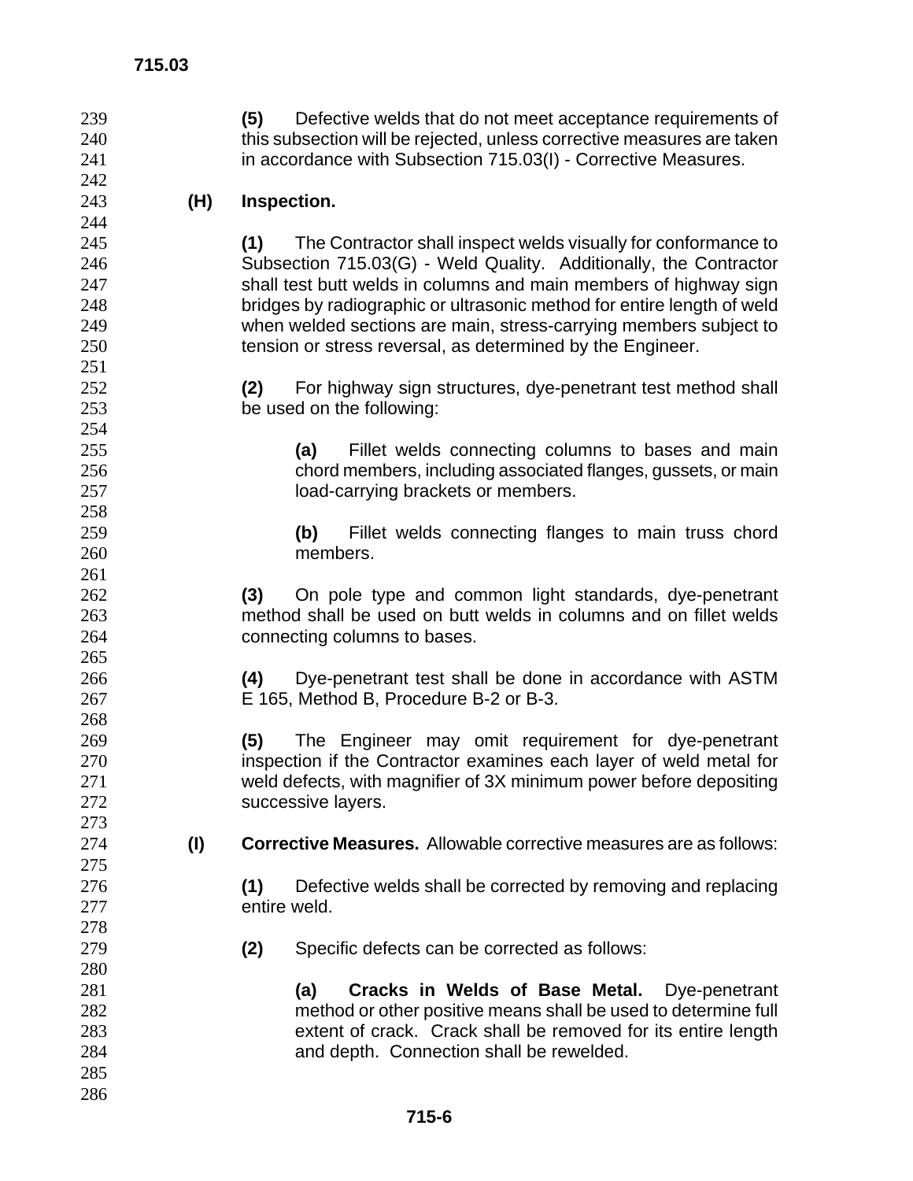**(5)** Defective welds that do not meet acceptance requirements of this subsection will be rejected, unless corrective measures are taken in accordance with Subsection 715.03(I) - Corrective Measures.

**(H) Inspection.**

**(1)** The Contractor shall inspect welds visually for conformance to Subsection 715.03(G) - Weld Quality. Additionally, the Contractor shall test butt welds in columns and main members of highway sign bridges by radiographic or ultrasonic method for entire length of weld when welded sections are main, stress-carrying members subject to tension or stress reversal, as determined by the Engineer.

**(2)** For highway sign structures, dye-penetrant test method shall be used on the following:

**(a)** Fillet welds connecting columns to bases and main chord members, including associated flanges, gussets, or main load-carrying brackets or members.

**(b)** Fillet welds connecting flanges to main truss chord members.

**(3)** On pole type and common light standards, dye-penetrant method shall be used on butt welds in columns and on fillet welds connecting columns to bases.

**(4)** Dye-penetrant test shall be done in accordance with ASTM E 165, Method B, Procedure B-2 or B-3.

**(5)** The Engineer may omit requirement for dye-penetrant inspection if the Contractor examines each layer of weld metal for weld defects, with magnifier of 3X minimum power before depositing successive layers.

**(I) Corrective Measures.** Allowable corrective measures are as follows:

**(1)** Defective welds shall be corrected by removing and replacing entire weld.

**(2)** Specific defects can be corrected as follows:

**(a) Cracks in Welds of Base Metal.** Dye-penetrant method or other positive means shall be used to determine full extent of crack. Crack shall be removed for its entire length and depth. Connection shall be rewelded.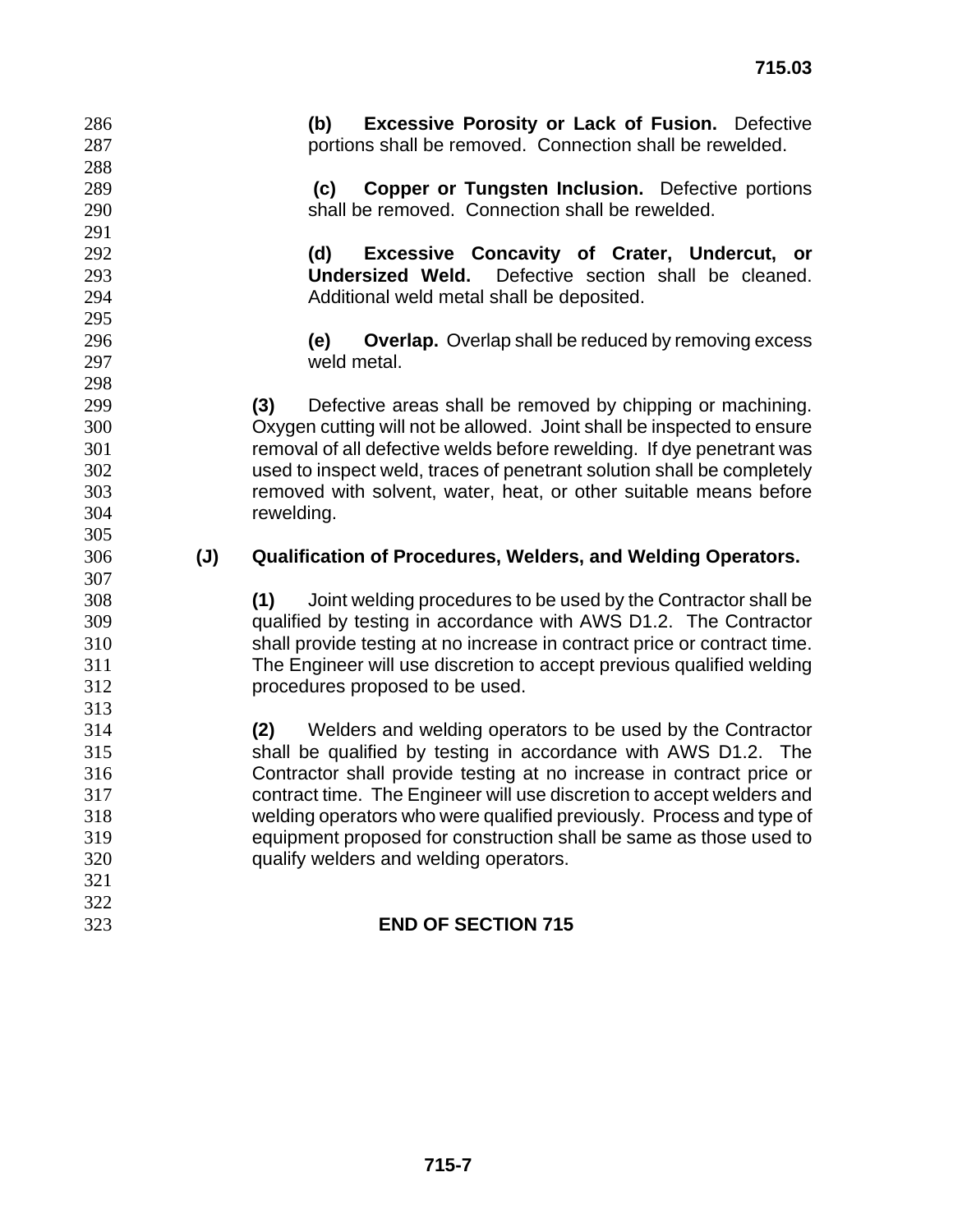**(b) Excessive Porosity or Lack of Fusion.** Defective portions shall be removed. Connection shall be rewelded.

**(c) Copper or Tungsten Inclusion.** Defective portions shall be removed. Connection shall be rewelded.

**(d) Excessive Concavity of Crater, Undercut, or Undersized Weld.** Defective section shall be cleaned. Additional weld metal shall be deposited.

**(e) Overlap.** Overlap shall be reduced by removing excess weld metal.

**(3)** Defective areas shall be removed by chipping or machining. Oxygen cutting will not be allowed. Joint shall be inspected to ensure removal of all defective welds before rewelding. If dye penetrant was used to inspect weld, traces of penetrant solution shall be completely removed with solvent, water, heat, or other suitable means before rewelding.

**(J) Qualification of Procedures, Welders, and Welding Operators.**

**(1)** Joint welding procedures to be used by the Contractor shall be qualified by testing in accordance with AWS D1.2. The Contractor shall provide testing at no increase in contract price or contract time. The Engineer will use discretion to accept previous qualified welding procedures proposed to be used.

**(2)** Welders and welding operators to be used by the Contractor shall be qualified by testing in accordance with AWS D1.2. The Contractor shall provide testing at no increase in contract price or contract time. The Engineer will use discretion to accept welders and welding operators who were qualified previously. Process and type of equipment proposed for construction shall be same as those used to qualify welders and welding operators.

**END OF SECTION 715**